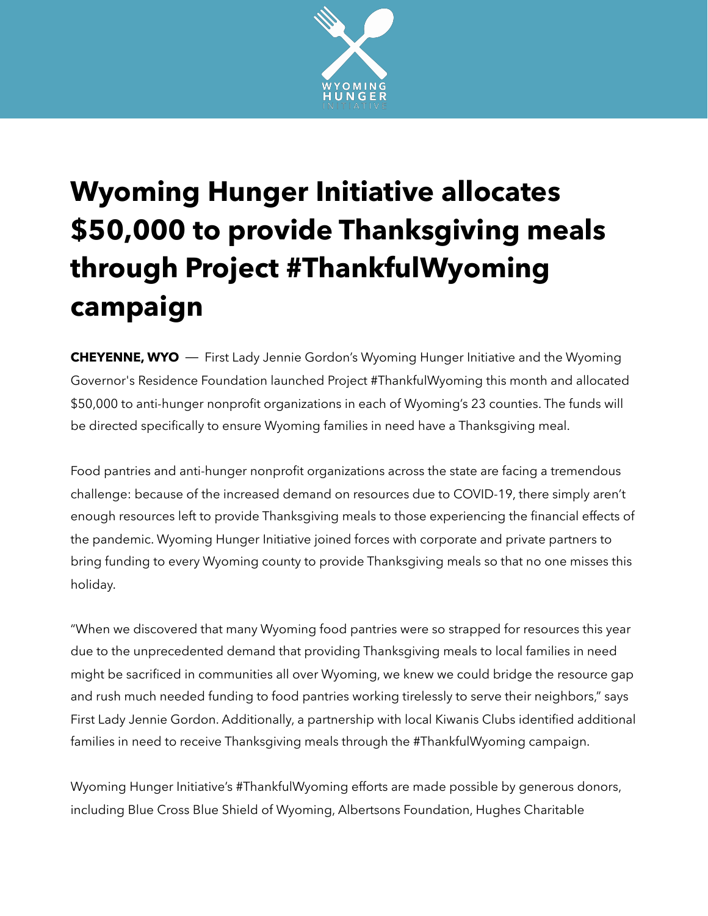# Wyoming Hunger Initiative allocates $50,000 to provide Thanksgiving meals through Project #ThankfulWyoming campaign

**CHEYENNE, WYO** — First Lady Jennie Gordon's Wyoming Hunger Initiative and the Wyoming Governor's Residence Foundation launched Project #ThankfulWyoming this month and allocated $50,000 to anti-hunger nonprofit organizations in each of Wyoming's 23 counties. The funds will be directed specifically to ensure Wyoming families in need have a Thanksgiving meal.

Food pantries and anti-hunger nonprofit organizations across the state are facing a tremendous challenge: because of the increased demand on resources due to COVID-19, there simply aren't enough resources left to provide Thanksgiving meals to those experiencing the financial effects of the pandemic. Wyoming Hunger Initiative joined forces with corporate and private partners to bring funding to every Wyoming county to provide Thanksgiving meals so that no one misses this holiday.

"When we discovered that many Wyoming food pantries were so strapped for resources this year due to the unprecedented demand that providing Thanksgiving meals to local families in need might be sacrificed in communities all over Wyoming, we knew we could bridge the resource gap and rush much needed funding to food pantries working tirelessly to serve their neighbors," says First Lady Jennie Gordon. Additionally, a partnership with local Kiwanis Clubs identified additional families in need to receive Thanksgiving meals through the #ThankfulWyoming campaign.

Wyoming Hunger Initiative's #ThankfulWyoming efforts are made possible by generous donors, including Blue Cross Blue Shield of Wyoming, Albertsons Foundation, Hughes Charitable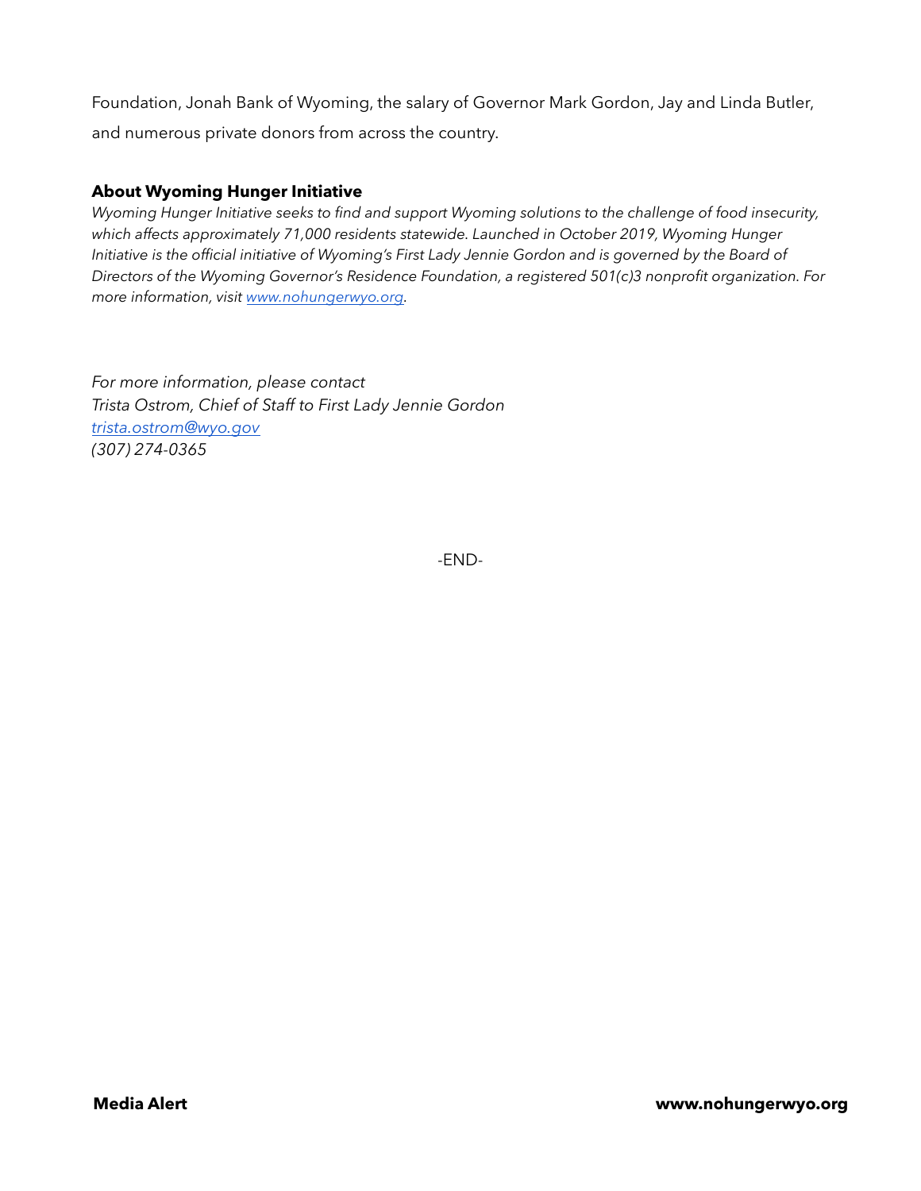Foundation, Jonah Bank of Wyoming, the salary of Governor Mark Gordon, Jay and Linda Butler, and numerous private donors from across the country.

**About Wyoming Hunger Initiative**

*Wyoming Hunger Initiative seeks to find and support Wyoming solutions to the challenge of food insecurity, which affects approximately 71,000 residents statewide. Launched in October 2019, Wyoming Hunger Initiative is the official initiative of Wyoming's First Lady Jennie Gordon and is governed by the Board of Directors of the Wyoming Governor's Residence Foundation, a registered 501(c)3 nonprofit organization. For more information, visit www.nohungerwyo.org.*

*For more information, please contact*
*Trista Ostrom, Chief of Staff to First Lady Jennie Gordon*
*trista.ostrom@wyo.gov*
*(307) 274-0365*

-END-

**Media Alert** **www.nohungerwyo.org**